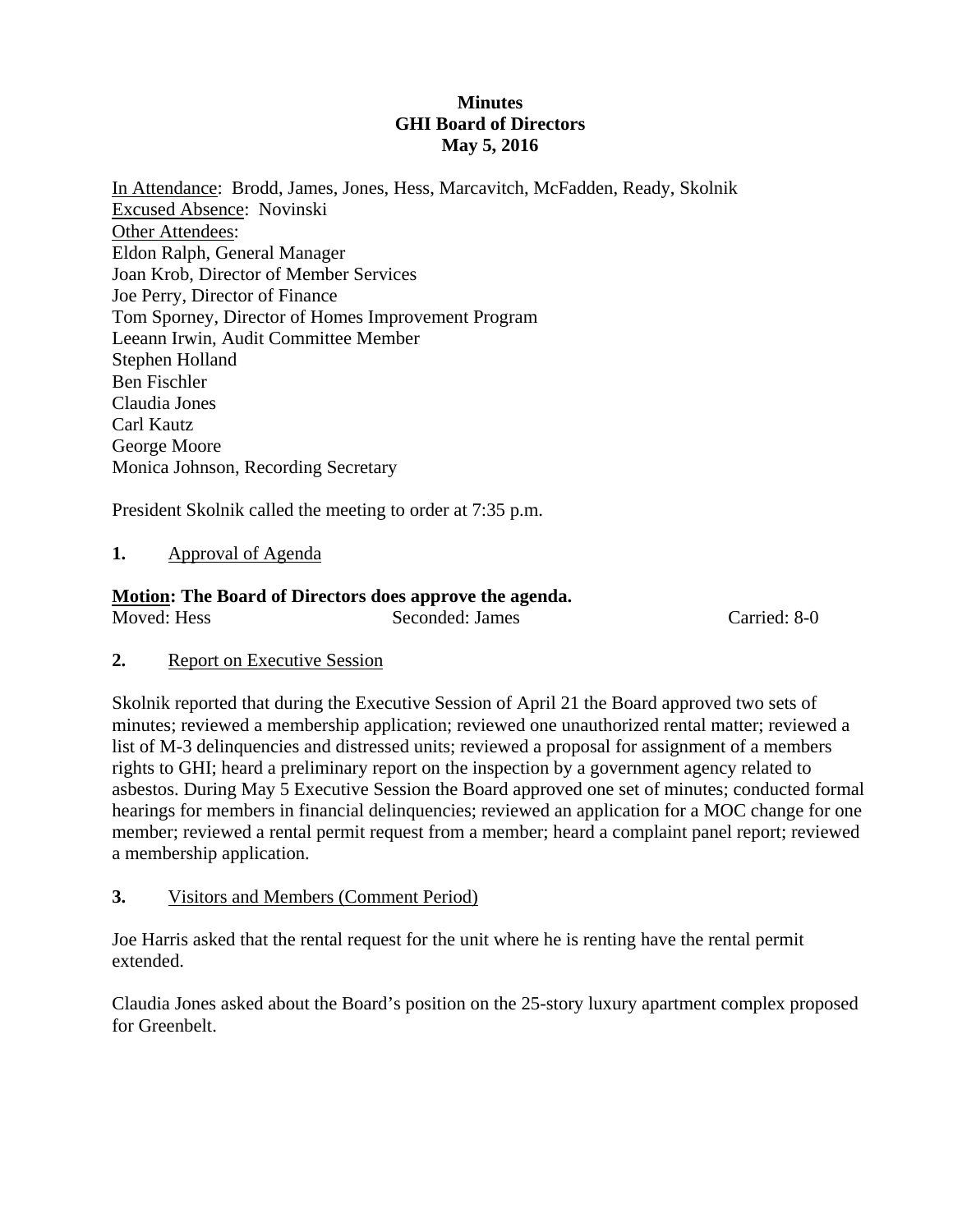**Minutes**
**GHI Board of Directors**
**May 5, 2016**

In Attendance: Brodd, James, Jones, Hess, Marcavitch, McFadden, Ready, Skolnik
Excused Absence: Novinski
Other Attendees:
Eldon Ralph, General Manager
Joan Krob, Director of Member Services
Joe Perry, Director of Finance
Tom Sporney, Director of Homes Improvement Program
Leeann Irwin, Audit Committee Member
Stephen Holland
Ben Fischler
Claudia Jones
Carl Kautz
George Moore
Monica Johnson, Recording Secretary

President Skolnik called the meeting to order at 7:35 p.m.

**1.** Approval of Agenda

**Motion: The Board of Directors does approve the agenda.**
Moved: Hess Seconded: James Carried: 8-0

**2.** Report on Executive Session

Skolnik reported that during the Executive Session of April 21 the Board approved two sets of minutes; reviewed a membership application; reviewed one unauthorized rental matter; reviewed a list of M-3 delinquencies and distressed units; reviewed a proposal for assignment of a members rights to GHI; heard a preliminary report on the inspection by a government agency related to asbestos. During May 5 Executive Session the Board approved one set of minutes; conducted formal hearings for members in financial delinquencies; reviewed an application for a MOC change for one member; reviewed a rental permit request from a member; heard a complaint panel report; reviewed a membership application.

**3.** Visitors and Members (Comment Period)

Joe Harris asked that the rental request for the unit where he is renting have the rental permit extended.

Claudia Jones asked about the Board's position on the 25-story luxury apartment complex proposed for Greenbelt.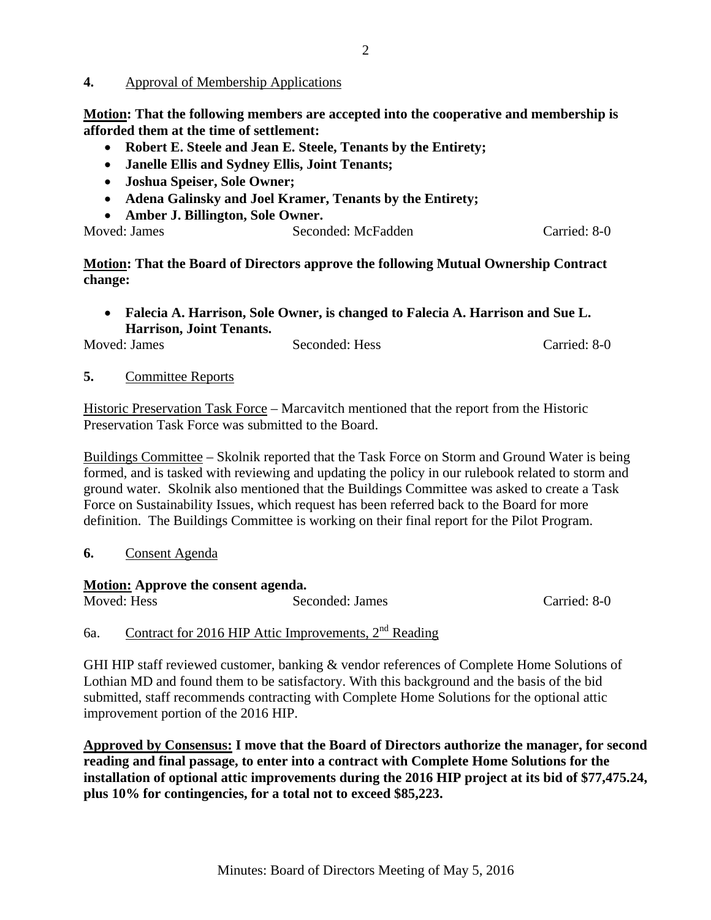**4.** Approval of Membership Applications

**Motion: That the following members are accepted into the cooperative and membership is afforded them at the time of settlement:**

- **Robert E. Steele and Jean E. Steele, Tenants by the Entirety;**
- **Janelle Ellis and Sydney Ellis, Joint Tenants;**
- **Joshua Speiser, Sole Owner;**
- **Adena Galinsky and Joel Kramer, Tenants by the Entirety;**
- **Amber J. Billington, Sole Owner.**

Moved: James Seconded: McFadden Carried: 8-0

**Motion: That the Board of Directors approve the following Mutual Ownership Contract change:**

- **Falecia A. Harrison, Sole Owner, is changed to Falecia A. Harrison and Sue L. Harrison, Joint Tenants.**

Moved: James Seconded: Hess Carried: 8-0

**5.** Committee Reports

Historic Preservation Task Force – Marcavitch mentioned that the report from the Historic Preservation Task Force was submitted to the Board.

Buildings Committee – Skolnik reported that the Task Force on Storm and Ground Water is being formed, and is tasked with reviewing and updating the policy in our rulebook related to storm and ground water. Skolnik also mentioned that the Buildings Committee was asked to create a Task Force on Sustainability Issues, which request has been referred back to the Board for more definition. The Buildings Committee is working on their final report for the Pilot Program.

**6.** Consent Agenda

**Motion: Approve the consent agenda.**

Moved: Hess Seconded: James Carried: 8-0

6a. Contract for 2016 HIP Attic Improvements, 2nd Reading

GHI HIP staff reviewed customer, banking & vendor references of Complete Home Solutions of Lothian MD and found them to be satisfactory. With this background and the basis of the bid submitted, staff recommends contracting with Complete Home Solutions for the optional attic improvement portion of the 2016 HIP.

**Approved by Consensus: I move that the Board of Directors authorize the manager, for second reading and final passage, to enter into a contract with Complete Home Solutions for the installation of optional attic improvements during the 2016 HIP project at its bid of $77,475.24, plus 10% for contingencies, for a total not to exceed $85,223.**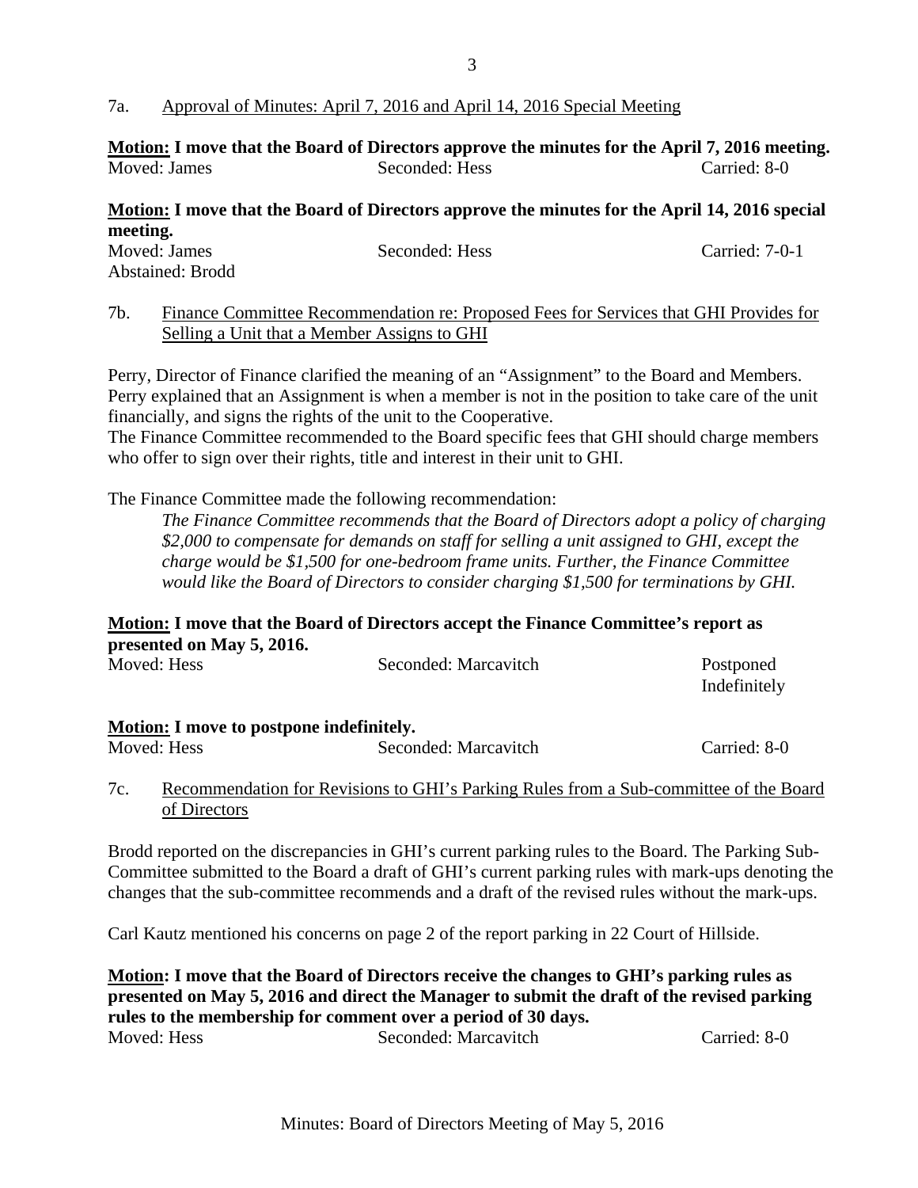7a. <u>Approval of Minutes: April 7, 2016 and April 14, 2016 Special Meeting</u>

**<u>Motion:</u> I move that the Board of Directors approve the minutes for the April 7, 2016 meeting.**
Moved: James Seconded: Hess Carried: 8-0

**<u>Motion:</u> I move that the Board of Directors approve the minutes for the April 14, 2016 special meeting.**
Moved: James Seconded: Hess Carried: 7-0-1
Abstained: Brodd

7b. <u>Finance Committee Recommendation re: Proposed Fees for Services that GHI Provides for Selling a Unit that a Member Assigns to GHI</u>

Perry, Director of Finance clarified the meaning of an "Assignment" to the Board and Members. Perry explained that an Assignment is when a member is not in the position to take care of the unit financially, and signs the rights of the unit to the Cooperative.
The Finance Committee recommended to the Board specific fees that GHI should charge members who offer to sign over their rights, title and interest in their unit to GHI.

The Finance Committee made the following recommendation:

> *The Finance Committee recommends that the Board of Directors adopt a policy of charging $2,000 to compensate for demands on staff for selling a unit assigned to GHI, except the charge would be $1,500 for one-bedroom frame units. Further, the Finance Committee would like the Board of Directors to consider charging $1,500 for terminations by GHI.*

**<u>Motion:</u> I move that the Board of Directors accept the Finance Committee's report as presented on May 5, 2016.**
Moved: Hess Seconded: Marcavitch Postponed Indefinitely

**<u>Motion:</u> I move to postpone indefinitely.**
Moved: Hess Seconded: Marcavitch Carried: 8-0

7c. <u>Recommendation for Revisions to GHI's Parking Rules from a Sub-committee of the Board of Directors</u>

Brodd reported on the discrepancies in GHI's current parking rules to the Board. The Parking Sub-Committee submitted to the Board a draft of GHI's current parking rules with mark-ups denoting the changes that the sub-committee recommends and a draft of the revised rules without the mark-ups.

Carl Kautz mentioned his concerns on page 2 of the report parking in 22 Court of Hillside.

**<u>Motion</u>: I move that the Board of Directors receive the changes to GHI's parking rules as presented on May 5, 2016 and direct the Manager to submit the draft of the revised parking rules to the membership for comment over a period of 30 days.**
Moved: Hess Seconded: Marcavitch Carried: 8-0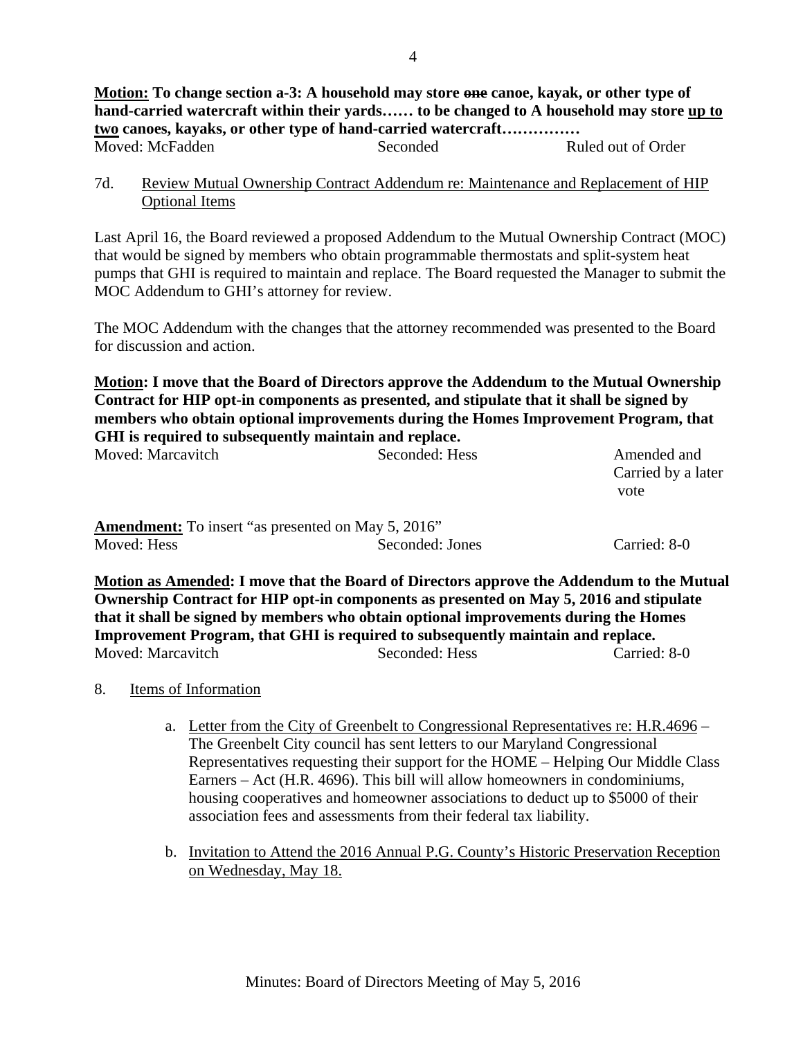**Motion: To change section a-3: A household may store ~~one~~ canoe, kayak, or other type of hand-carried watercraft within their yards…… to be changed to A household may store <u>up to two</u> canoes, kayaks, or other type of hand-carried watercraft……………**

| Moved: McFadden | Seconded | Ruled out of Order |
|---|---|---|

7d. <u>Review Mutual Ownership Contract Addendum re: Maintenance and Replacement of HIP Optional Items</u>

Last April 16, the Board reviewed a proposed Addendum to the Mutual Ownership Contract (MOC) that would be signed by members who obtain programmable thermostats and split-system heat pumps that GHI is required to maintain and replace. The Board requested the Manager to submit the MOC Addendum to GHI's attorney for review.

The MOC Addendum with the changes that the attorney recommended was presented to the Board for discussion and action.

**<u>Motion</u>: I move that the Board of Directors approve the Addendum to the Mutual Ownership Contract for HIP opt-in components as presented, and stipulate that it shall be signed by members who obtain optional improvements during the Homes Improvement Program, that GHI is required to subsequently maintain and replace.**

| Moved: Marcavitch | Seconded: Hess | Amended and Carried by a later vote |
|---|---|---|

**<u>Amendment:</u>** To insert "as presented on May 5, 2016"

| Moved: Hess | Seconded: Jones | Carried: 8-0 |
|---|---|---|

**<u>Motion as Amended</u>: I move that the Board of Directors approve the Addendum to the Mutual Ownership Contract for HIP opt-in components as presented on May 5, 2016 and stipulate that it shall be signed by members who obtain optional improvements during the Homes Improvement Program, that GHI is required to subsequently maintain and replace.**

| Moved: Marcavitch | Seconded: Hess | Carried: 8-0 |
|---|---|---|

8. <u>Items of Information</u>

   a. <u>Letter from the City of Greenbelt to Congressional Representatives re: H.R.4696</u> – The Greenbelt City council has sent letters to our Maryland Congressional Representatives requesting their support for the HOME – Helping Our Middle Class Earners – Act (H.R. 4696). This bill will allow homeowners in condominiums, housing cooperatives and homeowner associations to deduct up to $5000 of their association fees and assessments from their federal tax liability.

   b. <u>Invitation to Attend the 2016 Annual P.G. County's Historic Preservation Reception on Wednesday, May 18.</u>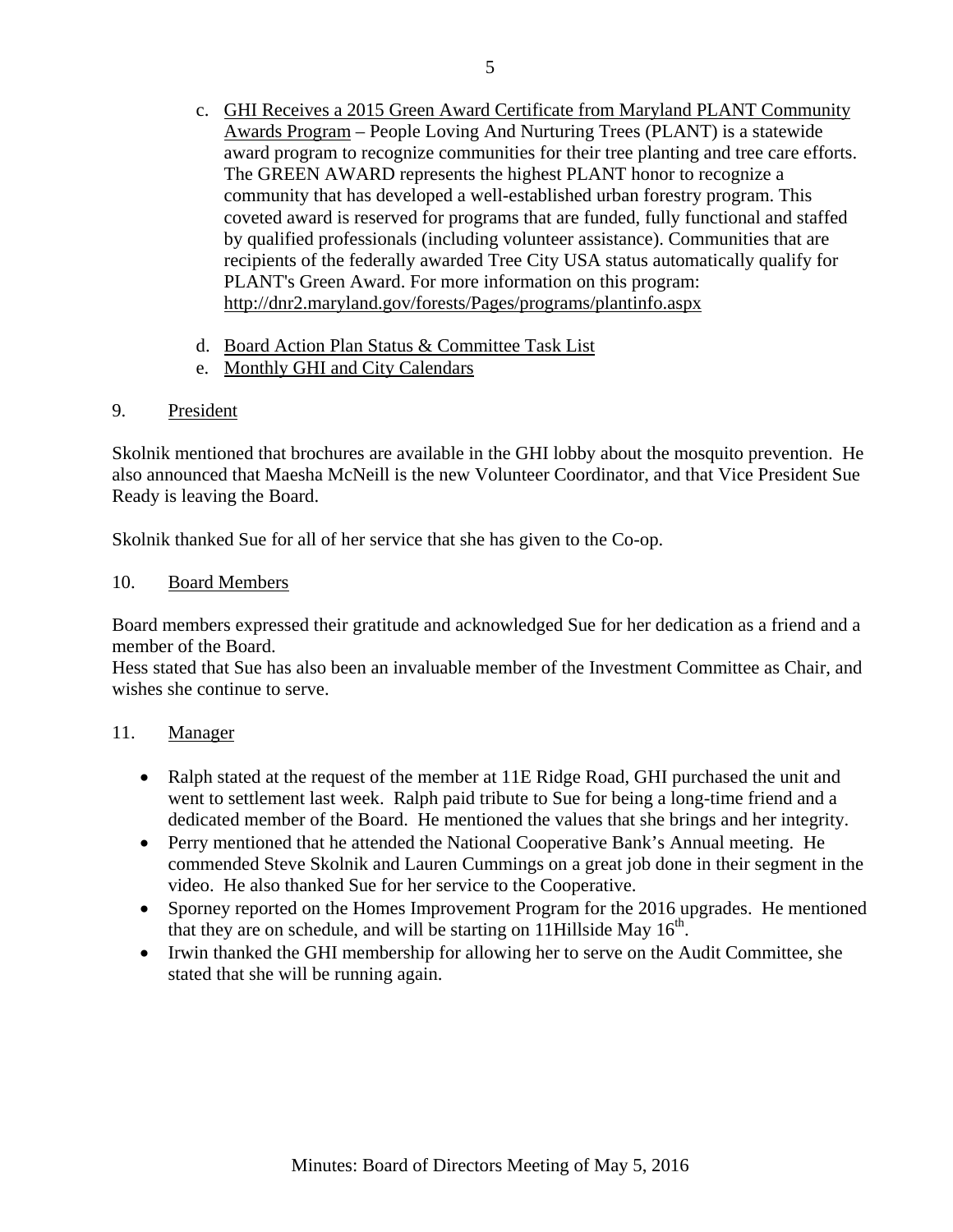c. GHI Receives a 2015 Green Award Certificate from Maryland PLANT Community Awards Program – People Loving And Nurturing Trees (PLANT) is a statewide award program to recognize communities for their tree planting and tree care efforts. The GREEN AWARD represents the highest PLANT honor to recognize a community that has developed a well-established urban forestry program. This coveted award is reserved for programs that are funded, fully functional and staffed by qualified professionals (including volunteer assistance). Communities that are recipients of the federally awarded Tree City USA status automatically qualify for PLANT's Green Award. For more information on this program: http://dnr2.maryland.gov/forests/Pages/programs/plantinfo.aspx

d. Board Action Plan Status & Committee Task List

e. Monthly GHI and City Calendars

9. President

Skolnik mentioned that brochures are available in the GHI lobby about the mosquito prevention. He also announced that Maesha McNeill is the new Volunteer Coordinator, and that Vice President Sue Ready is leaving the Board.

Skolnik thanked Sue for all of her service that she has given to the Co-op.

10. Board Members

Board members expressed their gratitude and acknowledged Sue for her dedication as a friend and a member of the Board.
Hess stated that Sue has also been an invaluable member of the Investment Committee as Chair, and wishes she continue to serve.

11. Manager

- Ralph stated at the request of the member at 11E Ridge Road, GHI purchased the unit and went to settlement last week. Ralph paid tribute to Sue for being a long-time friend and a dedicated member of the Board. He mentioned the values that she brings and her integrity.
- Perry mentioned that he attended the National Cooperative Bank's Annual meeting. He commended Steve Skolnik and Lauren Cummings on a great job done in their segment in the video. He also thanked Sue for her service to the Cooperative.
- Sporney reported on the Homes Improvement Program for the 2016 upgrades. He mentioned that they are on schedule, and will be starting on 11Hillside May 16th.
- Irwin thanked the GHI membership for allowing her to serve on the Audit Committee, she stated that she will be running again.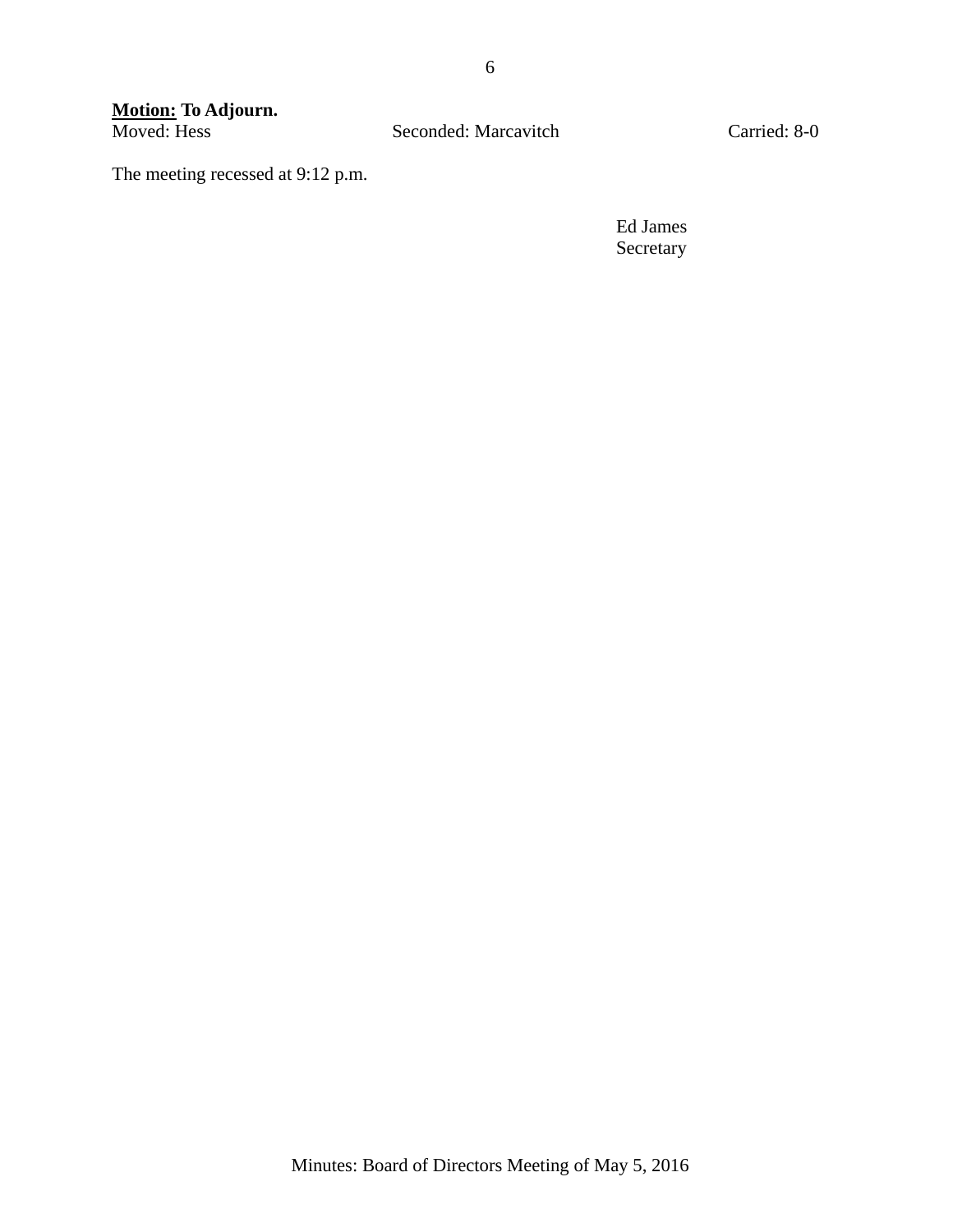**<u>Motion:</u> To Adjourn.**

Moved: Hess  Seconded: Marcavitch  Carried: 8-0

The meeting recessed at 9:12 p.m.

Ed James
Secretary